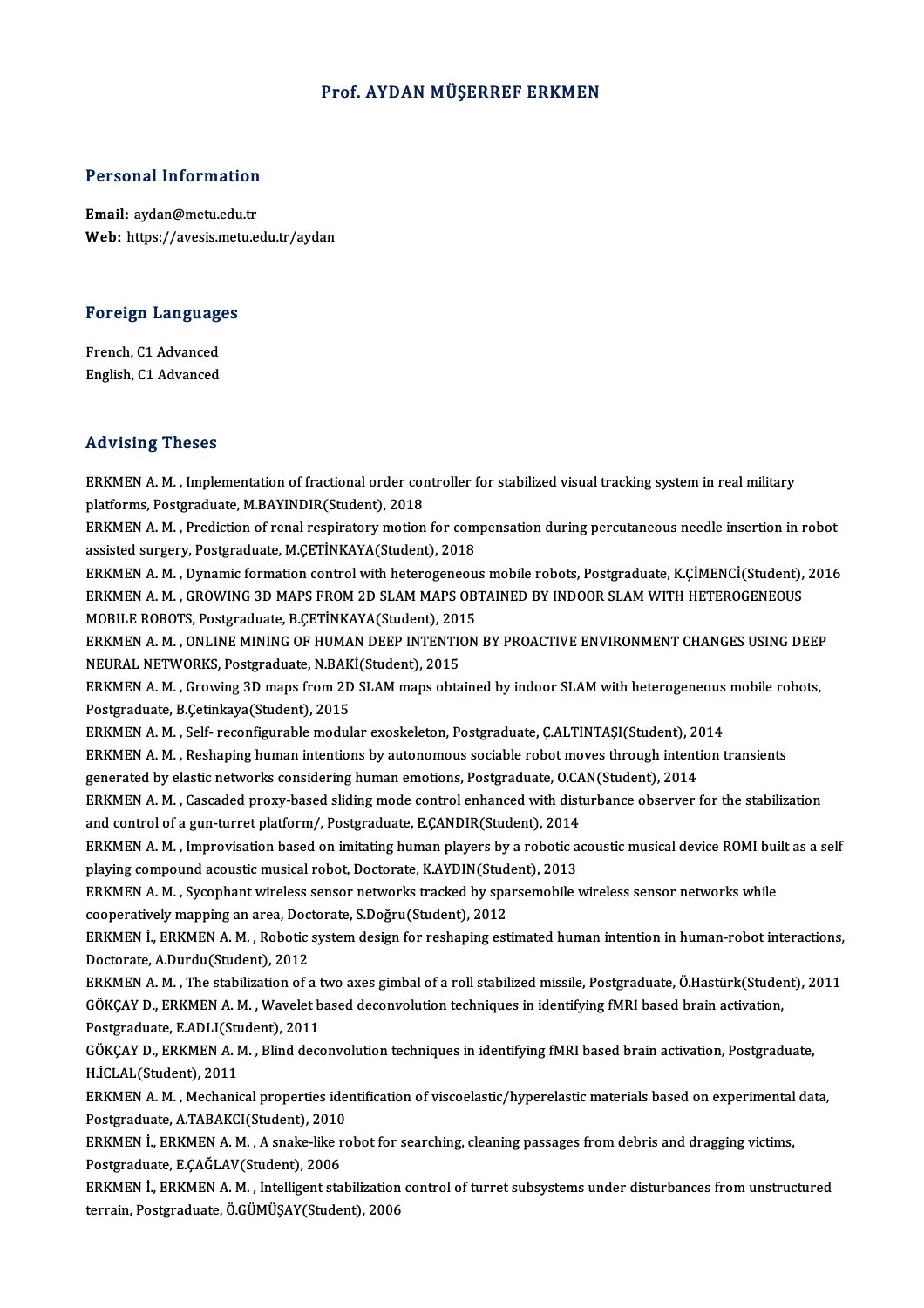# Prof. AYDAN MÜŞERREF ERKMEN

## Personal Information

**Email:** aydan@metu.edu.tr
**Web:** https://avesis.metu.edu.tr/aydan

## Foreign Languages

French, C1 Advanced
English, C1 Advanced

## Advising Theses

ERKMEN A. M. , Implementation of fractional order controller for stabilized visual tracking system in real military platforms, Postgraduate, M.BAYINDIR(Student), 2018

ERKMEN A. M. , Prediction of renal respiratory motion for compensation during percutaneous needle insertion in robot assisted surgery, Postgraduate, M.ÇETİNKAYA(Student), 2018

ERKMEN A. M. , Dynamic formation control with heterogeneous mobile robots, Postgraduate, K.ÇİMENCİ(Student), 2016

ERKMEN A. M. , GROWING 3D MAPS FROM 2D SLAM MAPS OBTAINED BY INDOOR SLAM WITH HETEROGENEOUS MOBILE ROBOTS, Postgraduate, B.ÇETİNKAYA(Student), 2015

ERKMEN A. M. , ONLINE MINING OF HUMAN DEEP INTENTION BY PROACTIVE ENVIRONMENT CHANGES USING DEEP NEURAL NETWORKS, Postgraduate, N.BAKİ(Student), 2015

ERKMEN A. M. , Growing 3D maps from 2D SLAM maps obtained by indoor SLAM with heterogeneous mobile robots, Postgraduate, B.Çetinkaya(Student), 2015

ERKMEN A. M. , Self- reconfigurable modular exoskeleton, Postgraduate, Ç.ALTINTAŞI(Student), 2014

ERKMEN A. M. , Reshaping human intentions by autonomous sociable robot moves through intention transients generated by elastic networks considering human emotions, Postgraduate, O.CAN(Student), 2014

ERKMEN A. M. , Cascaded proxy-based sliding mode control enhanced with disturbance observer for the stabilization and control of a gun-turret platform/, Postgraduate, E.ÇANDIR(Student), 2014

ERKMEN A. M. , Improvisation based on imitating human players by a robotic acoustic musical device ROMI built as a self playing compound acoustic musical robot, Doctorate, K.AYDIN(Student), 2013

ERKMEN A. M. , Sycophant wireless sensor networks tracked by sparsemobile wireless sensor networks while cooperatively mapping an area, Doctorate, S.Doğru(Student), 2012

ERKMEN İ., ERKMEN A. M. , Robotic system design for reshaping estimated human intention in human-robot interactions, Doctorate, A.Durdu(Student), 2012

ERKMEN A. M. , The stabilization of a two axes gimbal of a roll stabilized missile, Postgraduate, Ö.Hastürk(Student), 2011

GÖKÇAY D., ERKMEN A. M. , Wavelet based deconvolution techniques in identifying fMRI based brain activation, Postgraduate, E.ADLI(Student), 2011

GÖKÇAY D., ERKMEN A. M. , Blind deconvolution techniques in identifying fMRI based brain activation, Postgraduate, H.İCLAL(Student), 2011

ERKMEN A. M. , Mechanical properties identification of viscoelastic/hyperelastic materials based on experimental data, Postgraduate, A.TABAKCI(Student), 2010

ERKMEN İ., ERKMEN A. M. , A snake-like robot for searching, cleaning passages from debris and dragging victims, Postgraduate, E.ÇAĞLAV(Student), 2006

ERKMEN İ., ERKMEN A. M. , Intelligent stabilization control of turret subsystems under disturbances from unstructured terrain, Postgraduate, Ö.GÜMÜŞAY(Student), 2006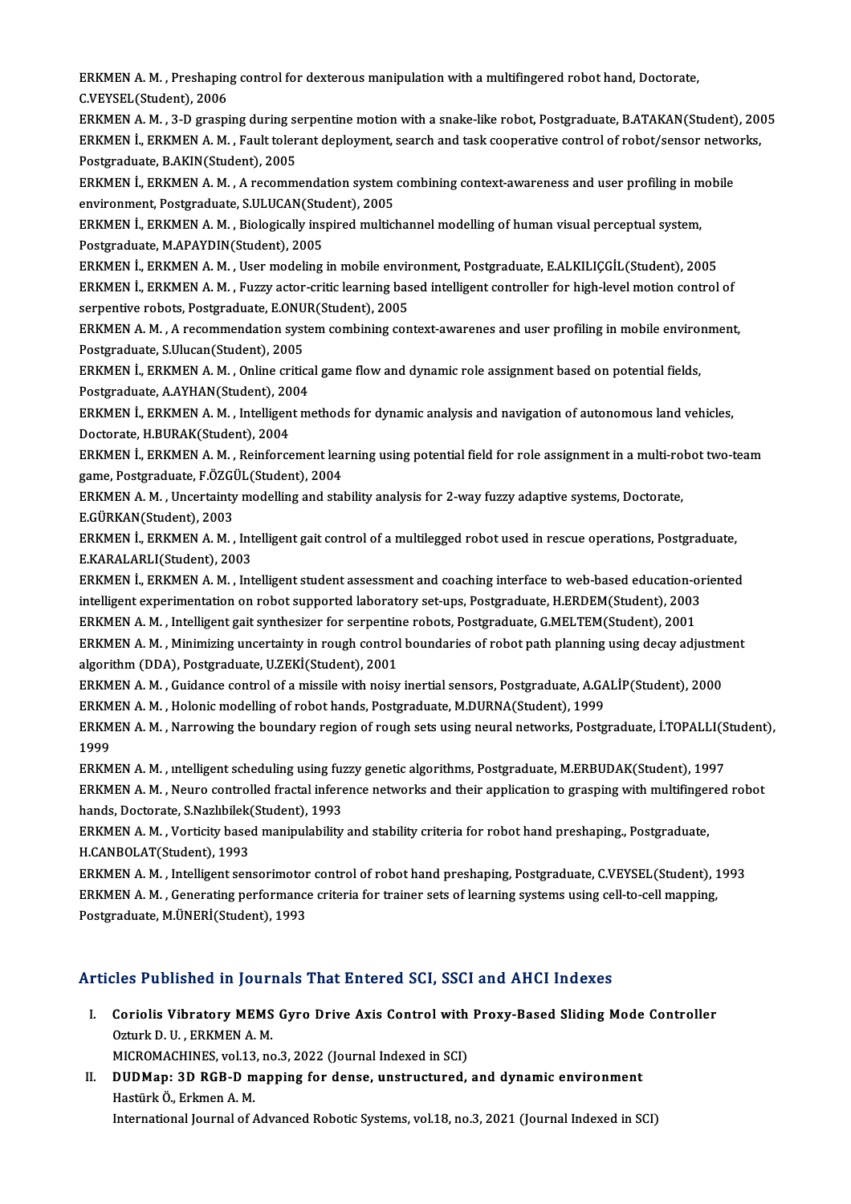ERKMEN A. M. , Preshaping control for dexterous manipulation with a multifingered robot hand, Doctorate, C.VEYSEL(Student), 2006

ERKMEN A. M. , 3-D grasping during serpentine motion with a snake-like robot, Postgraduate, B.ATAKAN(Student), 2005

ERKMEN İ., ERKMEN A. M. , Fault tolerant deployment, search and task cooperative control of robot/sensor networks, Postgraduate, B.AKIN(Student), 2005

ERKMEN İ., ERKMEN A. M. , A recommendation system combining context-awareness and user profiling in mobile environment, Postgraduate, S.ULUCAN(Student), 2005

ERKMEN İ., ERKMEN A. M. , Biologically inspired multichannel modelling of human visual perceptual system, Postgraduate, M.APAYDIN(Student), 2005

ERKMEN İ., ERKMEN A. M. , User modeling in mobile environment, Postgraduate, E.ALKILIÇGİL(Student), 2005

ERKMEN İ., ERKMEN A. M. , Fuzzy actor-critic learning based intelligent controller for high-level motion control of serpentive robots, Postgraduate, E.ONUR(Student), 2005

ERKMEN A. M. , A recommendation system combining context-awarenes and user profiling in mobile environment, Postgraduate, S.Ulucan(Student), 2005

ERKMEN İ., ERKMEN A. M. , Online critical game flow and dynamic role assignment based on potential fields, Postgraduate, A.AYHAN(Student), 2004

ERKMEN İ., ERKMEN A. M. , Intelligent methods for dynamic analysis and navigation of autonomous land vehicles, Doctorate, H.BURAK(Student), 2004

ERKMEN İ., ERKMEN A. M. , Reinforcement learning using potential field for role assignment in a multi-robot two-team game, Postgraduate, F.ÖZGÜL(Student), 2004

ERKMEN A. M. , Uncertainty modelling and stability analysis for 2-way fuzzy adaptive systems, Doctorate, E.GÜRKAN(Student), 2003

ERKMEN İ., ERKMEN A. M. , Intelligent gait control of a multilegged robot used in rescue operations, Postgraduate, E.KARALARLI(Student), 2003

ERKMEN İ., ERKMEN A. M. , Intelligent student assessment and coaching interface to web-based education-oriented intelligent experimentation on robot supported laboratory set-ups, Postgraduate, H.ERDEM(Student), 2003

ERKMEN A. M. , Intelligent gait synthesizer for serpentine robots, Postgraduate, G.MELTEM(Student), 2001

ERKMEN A. M. , Minimizing uncertainty in rough control boundaries of robot path planning using decay adjustment algorithm (DDA), Postgraduate, U.ZEKİ(Student), 2001

ERKMEN A. M. , Guidance control of a missile with noisy inertial sensors, Postgraduate, A.GALİP(Student), 2000

ERKMEN A. M. , Holonic modelling of robot hands, Postgraduate, M.DURNA(Student), 1999

ERKMEN A. M. , Narrowing the boundary region of rough sets using neural networks, Postgraduate, İ.TOPALLI(Student), 1999

ERKMEN A. M. , ıntelligent scheduling using fuzzy genetic algorithms, Postgraduate, M.ERBUDAK(Student), 1997

ERKMEN A. M. , Neuro controlled fractal inference networks and their application to grasping with multifingered robot hands, Doctorate, S.Nazlıbilek(Student), 1993

ERKMEN A. M. , Vorticity based manipulability and stability criteria for robot hand preshaping., Postgraduate, H.CANBOLAT(Student), 1993

ERKMEN A. M. , Intelligent sensorimotor control of robot hand preshaping, Postgraduate, C.VEYSEL(Student), 1993

ERKMEN A. M. , Generating performance criteria for trainer sets of learning systems using cell-to-cell mapping, Postgraduate, M.ÜNERİ(Student), 1993

## Articles Published in Journals That Entered SCI, SSCI and AHCI Indexes

I. **Coriolis Vibratory MEMS Gyro Drive Axis Control with Proxy-Based Sliding Mode Controller**
   Ozturk D. U. , ERKMEN A. M.
   MICROMACHINES, vol.13, no.3, 2022 (Journal Indexed in SCI)

II. **DUDMap: 3D RGB-D mapping for dense, unstructured, and dynamic environment**
   Hastürk Ö., Erkmen A. M.
   International Journal of Advanced Robotic Systems, vol.18, no.3, 2021 (Journal Indexed in SCI)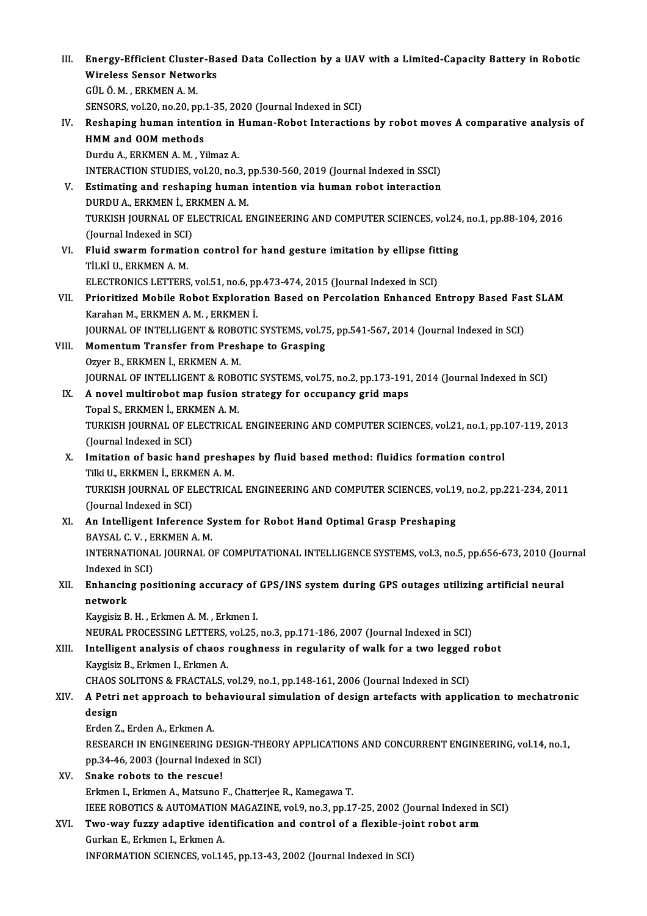III. **Energy-Efficient Cluster-Based Data Collection by a UAV with a Limited-Capacity Battery in Robotic Wireless Sensor Networks**
GÜL Ö. M. , ERKMEN A. M.
SENSORS, vol.20, no.20, pp.1-35, 2020 (Journal Indexed in SCI)

IV. **Reshaping human intention in Human-Robot Interactions by robot moves A comparative analysis of HMM and OOM methods**
Durdu A., ERKMEN A. M. , Yilmaz A.
INTERACTION STUDIES, vol.20, no.3, pp.530-560, 2019 (Journal Indexed in SSCI)

V. **Estimating and reshaping human intention via human robot interaction**
DURDU A., ERKMEN İ., ERKMEN A. M.
TURKISH JOURNAL OF ELECTRICAL ENGINEERING AND COMPUTER SCIENCES, vol.24, no.1, pp.88-104, 2016 (Journal Indexed in SCI)

VI. **Fluid swarm formation control for hand gesture imitation by ellipse fitting**
TİLKİ U., ERKMEN A. M.
ELECTRONICS LETTERS, vol.51, no.6, pp.473-474, 2015 (Journal Indexed in SCI)

VII. **Prioritized Mobile Robot Exploration Based on Percolation Enhanced Entropy Based Fast SLAM**
Karahan M., ERKMEN A. M. , ERKMEN İ.
JOURNAL OF INTELLIGENT & ROBOTIC SYSTEMS, vol.75, pp.541-567, 2014 (Journal Indexed in SCI)

VIII. **Momentum Transfer from Preshape to Grasping**
Ozyer B., ERKMEN İ., ERKMEN A. M.
JOURNAL OF INTELLIGENT & ROBOTIC SYSTEMS, vol.75, no.2, pp.173-191, 2014 (Journal Indexed in SCI)

IX. **A novel multirobot map fusion strategy for occupancy grid maps**
Topal S., ERKMEN İ., ERKMEN A. M.
TURKISH JOURNAL OF ELECTRICAL ENGINEERING AND COMPUTER SCIENCES, vol.21, no.1, pp.107-119, 2013 (Journal Indexed in SCI)

X. **Imitation of basic hand preshapes by fluid based method: fluidics formation control**
Tilki U., ERKMEN İ., ERKMEN A. M.
TURKISH JOURNAL OF ELECTRICAL ENGINEERING AND COMPUTER SCIENCES, vol.19, no.2, pp.221-234, 2011 (Journal Indexed in SCI)

XI. **An Intelligent Inference System for Robot Hand Optimal Grasp Preshaping**
BAYSAL C. V. , ERKMEN A. M.
INTERNATIONAL JOURNAL OF COMPUTATIONAL INTELLIGENCE SYSTEMS, vol.3, no.5, pp.656-673, 2010 (Journal Indexed in SCI)

XII. **Enhancing positioning accuracy of GPS/INS system during GPS outages utilizing artificial neural network**
Kaygisiz B. H. , Erkmen A. M. , Erkmen I.
NEURAL PROCESSING LETTERS, vol.25, no.3, pp.171-186, 2007 (Journal Indexed in SCI)

XIII. **Intelligent analysis of chaos roughness in regularity of walk for a two legged robot**
Kaygisiz B., Erkmen I., Erkmen A.
CHAOS SOLITONS & FRACTALS, vol.29, no.1, pp.148-161, 2006 (Journal Indexed in SCI)

XIV. **A Petri net approach to behavioural simulation of design artefacts with application to mechatronic design**
Erden Z., Erden A., Erkmen A.
RESEARCH IN ENGINEERING DESIGN-THEORY APPLICATIONS AND CONCURRENT ENGINEERING, vol.14, no.1, pp.34-46, 2003 (Journal Indexed in SCI)

XV. **Snake robots to the rescue!**
Erkmen I., Erkmen A., Matsuno F., Chatterjee R., Kamegawa T.
IEEE ROBOTICS & AUTOMATION MAGAZINE, vol.9, no.3, pp.17-25, 2002 (Journal Indexed in SCI)

XVI. **Two-way fuzzy adaptive identification and control of a flexible-joint robot arm**
Gurkan E., Erkmen I., Erkmen A.
INFORMATION SCIENCES, vol.145, pp.13-43, 2002 (Journal Indexed in SCI)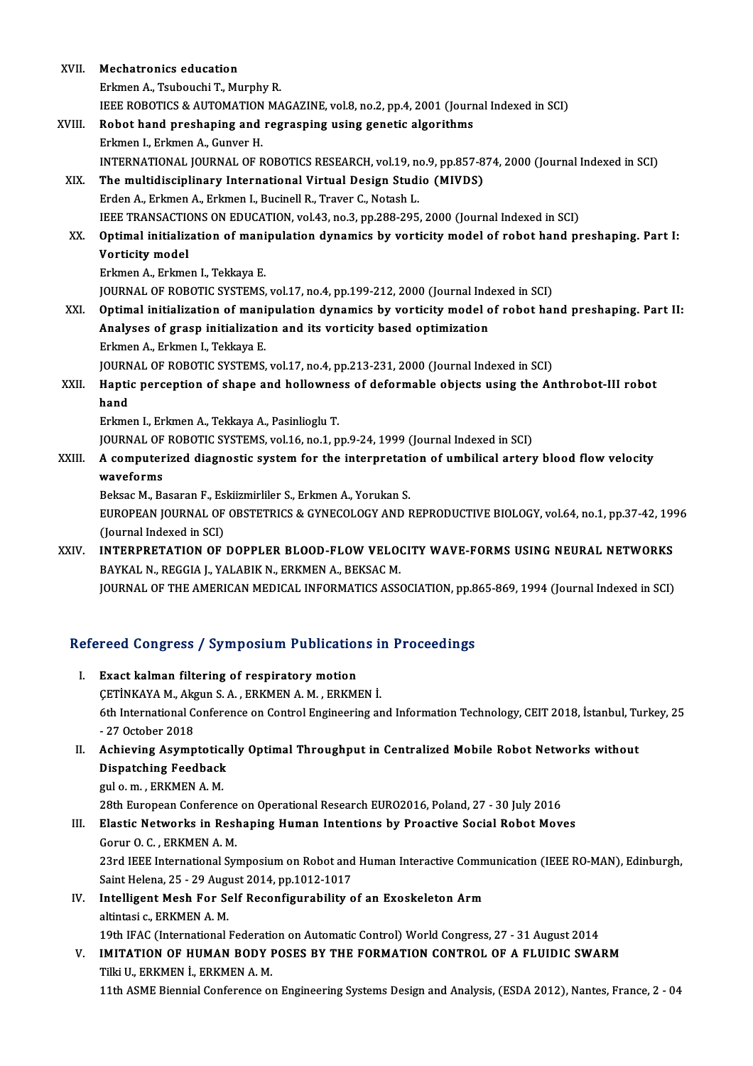XVII. **Mechatronics education**
Erkmen A., Tsubouchi T., Murphy R.
IEEE ROBOTICS & AUTOMATION MAGAZINE, vol.8, no.2, pp.4, 2001 (Journal Indexed in SCI)

XVIII. **Robot hand preshaping and regrasping using genetic algorithms**
Erkmen I., Erkmen A., Gunver H.
INTERNATIONAL JOURNAL OF ROBOTICS RESEARCH, vol.19, no.9, pp.857-874, 2000 (Journal Indexed in SCI)

XIX. **The multidisciplinary International Virtual Design Studio (MIVDS)**
Erden A., Erkmen A., Erkmen I., Bucinell R., Traver C., Notash L.
IEEE TRANSACTIONS ON EDUCATION, vol.43, no.3, pp.288-295, 2000 (Journal Indexed in SCI)

XX. **Optimal initialization of manipulation dynamics by vorticity model of robot hand preshaping. Part I: Vorticity model**
Erkmen A., Erkmen I., Tekkaya E.
JOURNAL OF ROBOTIC SYSTEMS, vol.17, no.4, pp.199-212, 2000 (Journal Indexed in SCI)

XXI. **Optimal initialization of manipulation dynamics by vorticity model of robot hand preshaping. Part II: Analyses of grasp initialization and its vorticity based optimization**
Erkmen A., Erkmen I., Tekkaya E.
JOURNAL OF ROBOTIC SYSTEMS, vol.17, no.4, pp.213-231, 2000 (Journal Indexed in SCI)

XXII. **Haptic perception of shape and hollowness of deformable objects using the Anthrobot-III robot hand**
Erkmen I., Erkmen A., Tekkaya A., Pasinlioglu T.
JOURNAL OF ROBOTIC SYSTEMS, vol.16, no.1, pp.9-24, 1999 (Journal Indexed in SCI)

XXIII. **A computerized diagnostic system for the interpretation of umbilical artery blood flow velocity waveforms**
Beksac M., Basaran F., Eskiizmirliler S., Erkmen A., Yorukan S.
EUROPEAN JOURNAL OF OBSTETRICS & GYNECOLOGY AND REPRODUCTIVE BIOLOGY, vol.64, no.1, pp.37-42, 1996 (Journal Indexed in SCI)

XXIV. **INTERPRETATION OF DOPPLER BLOOD-FLOW VELOCITY WAVE-FORMS USING NEURAL NETWORKS**
BAYKAL N., REGGIA J., YALABIK N., ERKMEN A., BEKSAC M.
JOURNAL OF THE AMERICAN MEDICAL INFORMATICS ASSOCIATION, pp.865-869, 1994 (Journal Indexed in SCI)

## Refereed Congress / Symposium Publications in Proceedings

I. **Exact kalman filtering of respiratory motion**
ÇETİNKAYA M., Akgun S. A. , ERKMEN A. M. , ERKMEN İ.
6th International Conference on Control Engineering and Information Technology, CEIT 2018, İstanbul, Turkey, 25 - 27 October 2018

II. **Achieving Asymptotically Optimal Throughput in Centralized Mobile Robot Networks without Dispatching Feedback**
gul o. m. , ERKMEN A. M.
28th European Conference on Operational Research EURO2016, Poland, 27 - 30 July 2016

III. **Elastic Networks in Reshaping Human Intentions by Proactive Social Robot Moves**
Gorur O. C. , ERKMEN A. M.
23rd IEEE International Symposium on Robot and Human Interactive Communication (IEEE RO-MAN), Edinburgh, Saint Helena, 25 - 29 August 2014, pp.1012-1017

IV. **Intelligent Mesh For Self Reconfigurability of an Exoskeleton Arm**
altintasi c., ERKMEN A. M.
19th IFAC (International Federation on Automatic Control) World Congress, 27 - 31 August 2014

V. **IMITATION OF HUMAN BODY POSES BY THE FORMATION CONTROL OF A FLUIDIC SWARM**
Tilki U., ERKMEN İ., ERKMEN A. M.
11th ASME Biennial Conference on Engineering Systems Design and Analysis, (ESDA 2012), Nantes, France, 2 - 04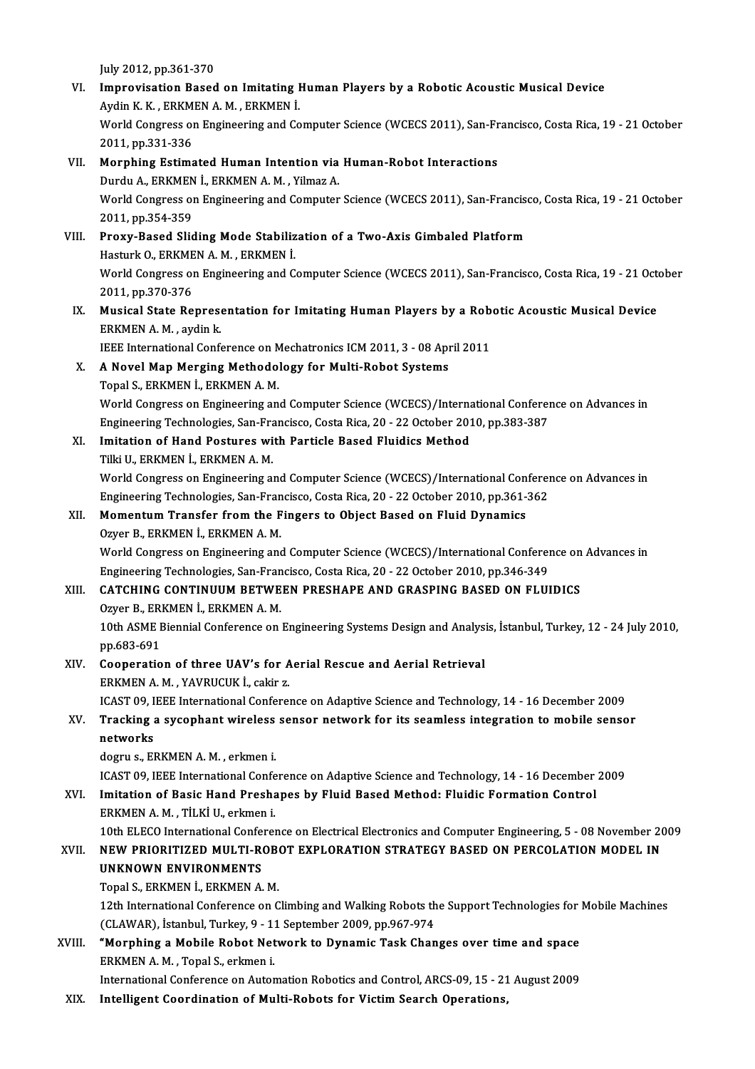July 2012, pp.361-370

VI. **Improvisation Based on Imitating Human Players by a Robotic Acoustic Musical Device**
Aydin K. K. , ERKMEN A. M. , ERKMEN İ.
World Congress on Engineering and Computer Science (WCECS 2011), San-Francisco, Costa Rica, 19 - 21 October 2011, pp.331-336

VII. **Morphing Estimated Human Intention via Human-Robot Interactions**
Durdu A., ERKMEN İ., ERKMEN A. M. , Yilmaz A.
World Congress on Engineering and Computer Science (WCECS 2011), San-Francisco, Costa Rica, 19 - 21 October 2011, pp.354-359

VIII. **Proxy-Based Sliding Mode Stabilization of a Two-Axis Gimbaled Platform**
Hasturk O., ERKMEN A. M. , ERKMEN İ.
World Congress on Engineering and Computer Science (WCECS 2011), San-Francisco, Costa Rica, 19 - 21 October 2011, pp.370-376

IX. **Musical State Representation for Imitating Human Players by a Robotic Acoustic Musical Device**
ERKMEN A. M. , aydin k.
IEEE International Conference on Mechatronics ICM 2011, 3 - 08 April 2011

X. **A Novel Map Merging Methodology for Multi-Robot Systems**
Topal S., ERKMEN İ., ERKMEN A. M.
World Congress on Engineering and Computer Science (WCECS)/International Conference on Advances in Engineering Technologies, San-Francisco, Costa Rica, 20 - 22 October 2010, pp.383-387

XI. **Imitation of Hand Postures with Particle Based Fluidics Method**
Tilki U., ERKMEN İ., ERKMEN A. M.
World Congress on Engineering and Computer Science (WCECS)/International Conference on Advances in Engineering Technologies, San-Francisco, Costa Rica, 20 - 22 October 2010, pp.361-362

XII. **Momentum Transfer from the Fingers to Object Based on Fluid Dynamics**
Ozyer B., ERKMEN İ., ERKMEN A. M.
World Congress on Engineering and Computer Science (WCECS)/International Conference on Advances in Engineering Technologies, San-Francisco, Costa Rica, 20 - 22 October 2010, pp.346-349

XIII. **CATCHING CONTINUUM BETWEEN PRESHAPE AND GRASPING BASED ON FLUIDICS**
Ozyer B., ERKMEN İ., ERKMEN A. M.
10th ASME Biennial Conference on Engineering Systems Design and Analysis, İstanbul, Turkey, 12 - 24 July 2010, pp.683-691

XIV. **Cooperation of three UAV's for Aerial Rescue and Aerial Retrieval**
ERKMEN A. M. , YAVRUCUK İ., cakir z.
ICAST 09, IEEE International Conference on Adaptive Science and Technology, 14 - 16 December 2009

XV. **Tracking a sycophant wireless sensor network for its seamless integration to mobile sensor networks**
dogru s., ERKMEN A. M. , erkmen i.
ICAST 09, IEEE International Conference on Adaptive Science and Technology, 14 - 16 December 2009

XVI. **Imitation of Basic Hand Preshapes by Fluid Based Method: Fluidic Formation Control**
ERKMEN A. M. , TİLKİ U., erkmen i.
10th ELECO International Conference on Electrical Electronics and Computer Engineering, 5 - 08 November 2009

XVII. **NEW PRIORITIZED MULTI-ROBOT EXPLORATION STRATEGY BASED ON PERCOLATION MODEL IN UNKNOWN ENVIRONMENTS**
Topal S., ERKMEN İ., ERKMEN A. M.
12th International Conference on Climbing and Walking Robots the Support Technologies for Mobile Machines (CLAWAR), İstanbul, Turkey, 9 - 11 September 2009, pp.967-974

XVIII. **"Morphing a Mobile Robot Network to Dynamic Task Changes over time and space**
ERKMEN A. M. , Topal S., erkmen i.
International Conference on Automation Robotics and Control, ARCS-09, 15 - 21 August 2009

XIX. **Intelligent Coordination of Multi-Robots for Victim Search Operations,**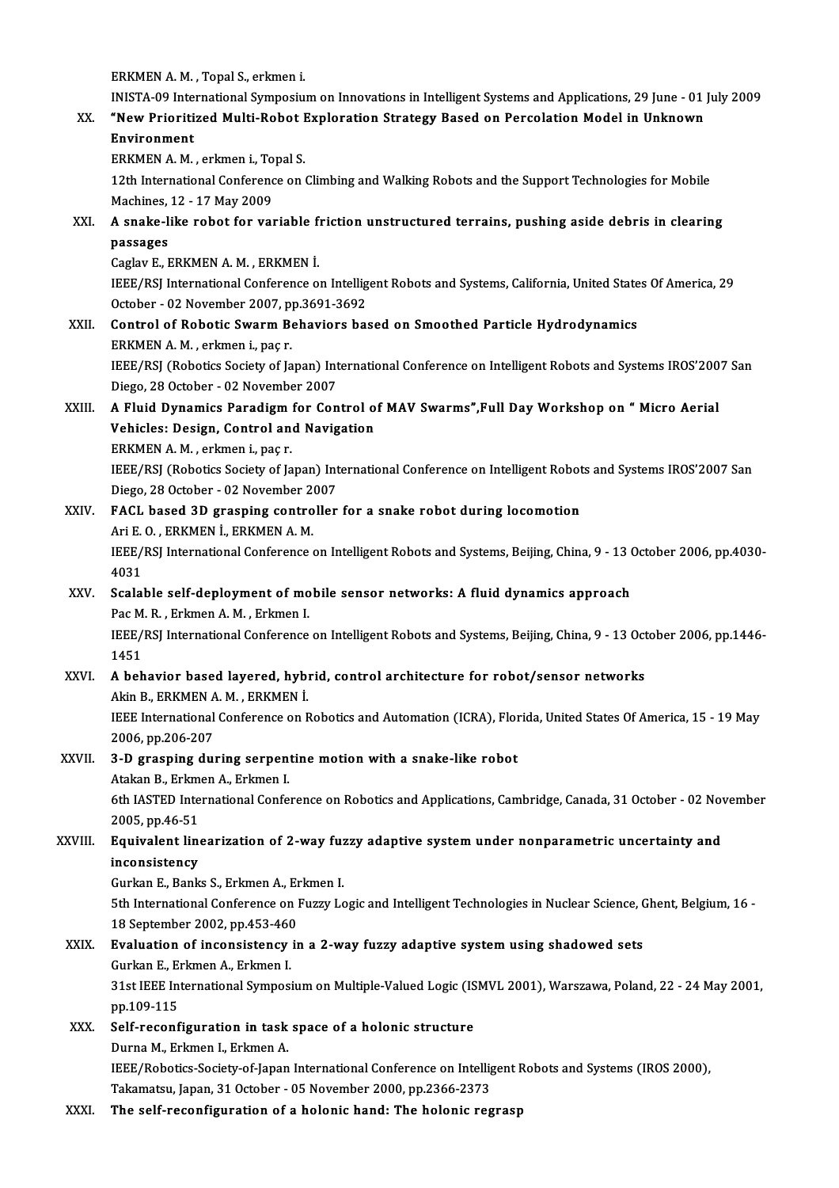ERKMEN A. M. , Topal S., erkmen i.
INISTA-09 International Symposium on Innovations in Intelligent Systems and Applications, 29 June - 01 July 2009

XX. **"New Prioritized Multi-Robot Exploration Strategy Based on Percolation Model in Unknown Environment**
ERKMEN A. M. , erkmen i., Topal S.
12th International Conference on Climbing and Walking Robots and the Support Technologies for Mobile Machines, 12 - 17 May 2009

XXI. **A snake-like robot for variable friction unstructured terrains, pushing aside debris in clearing passages**
Caglav E., ERKMEN A. M. , ERKMEN İ.
IEEE/RSJ International Conference on Intelligent Robots and Systems, California, United States Of America, 29 October - 02 November 2007, pp.3691-3692

XXII. **Control of Robotic Swarm Behaviors based on Smoothed Particle Hydrodynamics**
ERKMEN A. M. , erkmen i., paç r.
IEEE/RSJ (Robotics Society of Japan) International Conference on Intelligent Robots and Systems IROS'2007 San Diego, 28 October - 02 November 2007

XXIII. **A Fluid Dynamics Paradigm for Control of MAV Swarms",Full Day Workshop on " Micro Aerial Vehicles: Design, Control and Navigation**
ERKMEN A. M. , erkmen i., paç r.
IEEE/RSJ (Robotics Society of Japan) International Conference on Intelligent Robots and Systems IROS'2007 San Diego, 28 October - 02 November 2007

XXIV. **FACL based 3D grasping controller for a snake robot during locomotion**
Ari E. O. , ERKMEN İ., ERKMEN A. M.
IEEE/RSJ International Conference on Intelligent Robots and Systems, Beijing, China, 9 - 13 October 2006, pp.4030-4031

XXV. **Scalable self-deployment of mobile sensor networks: A fluid dynamics approach**
Pac M. R. , Erkmen A. M. , Erkmen I.
IEEE/RSJ International Conference on Intelligent Robots and Systems, Beijing, China, 9 - 13 October 2006, pp.1446-1451

XXVI. **A behavior based layered, hybrid, control architecture for robot/sensor networks**
Akin B., ERKMEN A. M. , ERKMEN İ.
IEEE International Conference on Robotics and Automation (ICRA), Florida, United States Of America, 15 - 19 May 2006, pp.206-207

XXVII. **3-D grasping during serpentine motion with a snake-like robot**
Atakan B., Erkmen A., Erkmen I.
6th IASTED International Conference on Robotics and Applications, Cambridge, Canada, 31 October - 02 November 2005, pp.46-51

XXVIII. **Equivalent linearization of 2-way fuzzy adaptive system under nonparametric uncertainty and inconsistency**
Gurkan E., Banks S., Erkmen A., Erkmen I.
5th International Conference on Fuzzy Logic and Intelligent Technologies in Nuclear Science, Ghent, Belgium, 16 - 18 September 2002, pp.453-460

XXIX. **Evaluation of inconsistency in a 2-way fuzzy adaptive system using shadowed sets**
Gurkan E., Erkmen A., Erkmen I.
31st IEEE International Symposium on Multiple-Valued Logic (ISMVL 2001), Warszawa, Poland, 22 - 24 May 2001, pp.109-115

XXX. **Self-reconfiguration in task space of a holonic structure**
Durna M., Erkmen I., Erkmen A.
IEEE/Robotics-Society-of-Japan International Conference on Intelligent Robots and Systems (IROS 2000), Takamatsu, Japan, 31 October - 05 November 2000, pp.2366-2373

XXXI. **The self-reconfiguration of a holonic hand: The holonic regrasp**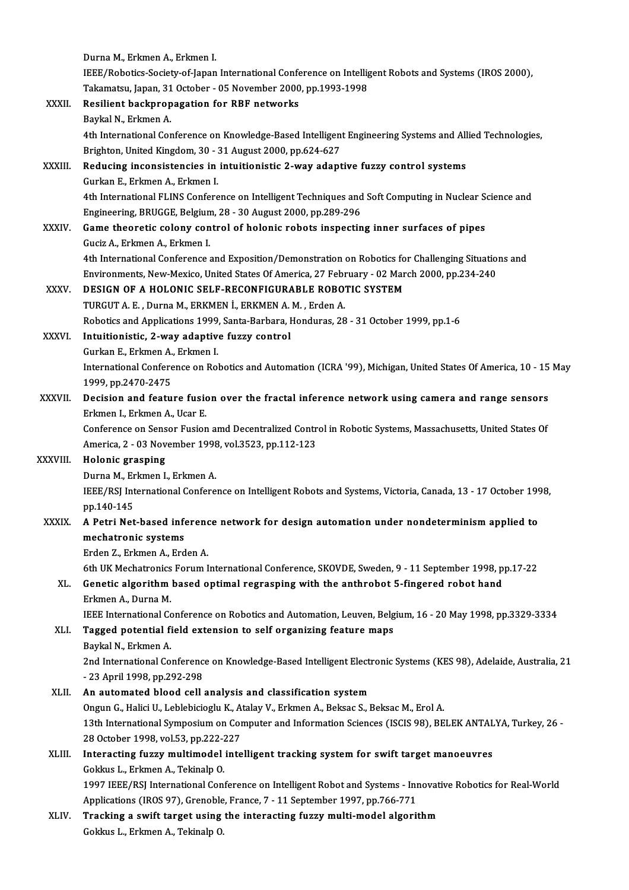Durna M., Erkmen A., Erkmen I.
IEEE/Robotics-Society-of-Japan International Conference on Intelligent Robots and Systems (IROS 2000), Takamatsu, Japan, 31 October - 05 November 2000, pp.1993-1998

XXXII. **Resilient backpropagation for RBF networks**
Baykal N., Erkmen A.
4th International Conference on Knowledge-Based Intelligent Engineering Systems and Allied Technologies, Brighton, United Kingdom, 30 - 31 August 2000, pp.624-627

XXXIII. **Reducing inconsistencies in intuitionistic 2-way adaptive fuzzy control systems**
Gurkan E., Erkmen A., Erkmen I.
4th International FLINS Conference on Intelligent Techniques and Soft Computing in Nuclear Science and Engineering, BRUGGE, Belgium, 28 - 30 August 2000, pp.289-296

XXXIV. **Game theoretic colony control of holonic robots inspecting inner surfaces of pipes**
Guciz A., Erkmen A., Erkmen I.
4th International Conference and Exposition/Demonstration on Robotics for Challenging Situations and Environments, New-Mexico, United States Of America, 27 February - 02 March 2000, pp.234-240

XXXV. **DESIGN OF A HOLONIC SELF-RECONFIGURABLE ROBOTIC SYSTEM**
TURGUT A. E. , Durna M., ERKMEN İ., ERKMEN A. M. , Erden A.
Robotics and Applications 1999, Santa-Barbara, Honduras, 28 - 31 October 1999, pp.1-6

XXXVI. **Intuitionistic, 2-way adaptive fuzzy control**
Gurkan E., Erkmen A., Erkmen I.
International Conference on Robotics and Automation (ICRA '99), Michigan, United States Of America, 10 - 15 May 1999, pp.2470-2475

XXXVII. **Decision and feature fusion over the fractal inference network using camera and range sensors**
Erkmen I., Erkmen A., Ucar E.
Conference on Sensor Fusion amd Decentralized Control in Robotic Systems, Massachusetts, United States Of America, 2 - 03 November 1998, vol.3523, pp.112-123

XXXVIII. **Holonic grasping**
Durna M., Erkmen I., Erkmen A.
IEEE/RSJ International Conference on Intelligent Robots and Systems, Victoria, Canada, 13 - 17 October 1998, pp.140-145

XXXIX. **A Petri Net-based inference network for design automation under nondeterminism applied to mechatronic systems**
Erden Z., Erkmen A., Erden A.
6th UK Mechatronics Forum International Conference, SKOVDE, Sweden, 9 - 11 September 1998, pp.17-22

XL. **Genetic algorithm based optimal regrasping with the anthrobot 5-fingered robot hand**
Erkmen A., Durna M.
IEEE International Conference on Robotics and Automation, Leuven, Belgium, 16 - 20 May 1998, pp.3329-3334

XLI. **Tagged potential field extension to self organizing feature maps**
Baykal N., Erkmen A.
2nd International Conference on Knowledge-Based Intelligent Electronic Systems (KES 98), Adelaide, Australia, 21 - 23 April 1998, pp.292-298

XLII. **An automated blood cell analysis and classification system**
Ongun G., Halici U., Leblebicioglu K., Atalay V., Erkmen A., Beksac S., Beksac M., Erol A.
13th International Symposium on Computer and Information Sciences (ISCIS 98), BELEK ANTALYA, Turkey, 26 - 28 October 1998, vol.53, pp.222-227

XLIII. **Interacting fuzzy multimodel intelligent tracking system for swift target manoeuvres**
Gokkus L., Erkmen A., Tekinalp O.
1997 IEEE/RSJ International Conference on Intelligent Robot and Systems - Innovative Robotics for Real-World Applications (IROS 97), Grenoble, France, 7 - 11 September 1997, pp.766-771

XLIV. **Tracking a swift target using the interacting fuzzy multi-model algorithm**
Gokkus L., Erkmen A., Tekinalp O.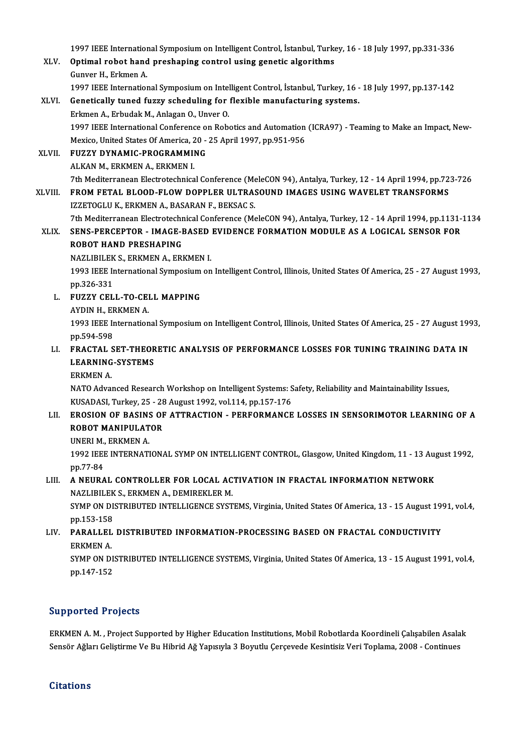1997 IEEE International Symposium on Intelligent Control, İstanbul, Turkey, 16 - 18 July 1997, pp.331-336

XLV. **Optimal robot hand preshaping control using genetic algorithms**
Gunver H., Erkmen A.
1997 IEEE International Symposium on Intelligent Control, İstanbul, Turkey, 16 - 18 July 1997, pp.137-142

XLVI. **Genetically tuned fuzzy scheduling for flexible manufacturing systems.**
Erkmen A., Erbudak M., Anlagan O., Unver O.
1997 IEEE International Conference on Robotics and Automation (ICRA97) - Teaming to Make an Impact, New-Mexico, United States Of America, 20 - 25 April 1997, pp.951-956

XLVII. **FUZZY DYNAMIC-PROGRAMMING**
ALKAN M., ERKMEN A., ERKMEN I.
7th Mediterranean Electrotechnical Conference (MeleCON 94), Antalya, Turkey, 12 - 14 April 1994, pp.723-726

XLVIII. **FROM FETAL BLOOD-FLOW DOPPLER ULTRASOUND IMAGES USING WAVELET TRANSFORMS**
IZZETOGLU K., ERKMEN A., BASARAN F., BEKSAC S.
7th Mediterranean Electrotechnical Conference (MeleCON 94), Antalya, Turkey, 12 - 14 April 1994, pp.1131-1134

XLIX. **SENS-PERCEPTOR - IMAGE-BASED EVIDENCE FORMATION MODULE AS A LOGICAL SENSOR FOR ROBOT HAND PRESHAPING**
NAZLIBILEK S., ERKMEN A., ERKMEN I.
1993 IEEE International Symposium on Intelligent Control, Illinois, United States Of America, 25 - 27 August 1993, pp.326-331

L. **FUZZY CELL-TO-CELL MAPPING**
AYDIN H., ERKMEN A.
1993 IEEE International Symposium on Intelligent Control, Illinois, United States Of America, 25 - 27 August 1993, pp.594-598

LI. **FRACTAL SET-THEORETIC ANALYSIS OF PERFORMANCE LOSSES FOR TUNING TRAINING DATA IN LEARNING-SYSTEMS**
ERKMEN A.
NATO Advanced Research Workshop on Intelligent Systems: Safety, Reliability and Maintainability Issues, KUSADASI, Turkey, 25 - 28 August 1992, vol.114, pp.157-176

LII. **EROSION OF BASINS OF ATTRACTION - PERFORMANCE LOSSES IN SENSORIMOTOR LEARNING OF A ROBOT MANIPULATOR**
UNERI M., ERKMEN A.
1992 IEEE INTERNATIONAL SYMP ON INTELLIGENT CONTROL, Glasgow, United Kingdom, 11 - 13 August 1992, pp.77-84

LIII. **A NEURAL CONTROLLER FOR LOCAL ACTIVATION IN FRACTAL INFORMATION NETWORK**
NAZLIBILEK S., ERKMEN A., DEMIREKLER M.
SYMP ON DISTRIBUTED INTELLIGENCE SYSTEMS, Virginia, United States Of America, 13 - 15 August 1991, vol.4, pp.153-158

LIV. **PARALLEL DISTRIBUTED INFORMATION-PROCESSING BASED ON FRACTAL CONDUCTIVITY**
ERKMEN A.
SYMP ON DISTRIBUTED INTELLIGENCE SYSTEMS, Virginia, United States Of America, 13 - 15 August 1991, vol.4, pp.147-152

## Supported Projects

ERKMEN A. M. , Project Supported by Higher Education Institutions, Mobil Robotlarda Koordineli Çalışabilen Asalak Sensör Ağları Geliştirme Ve Bu Hibrid Ağ Yapısıyla 3 Boyutlu Çerçevede Kesintisiz Veri Toplama, 2008 - Continues

## Citations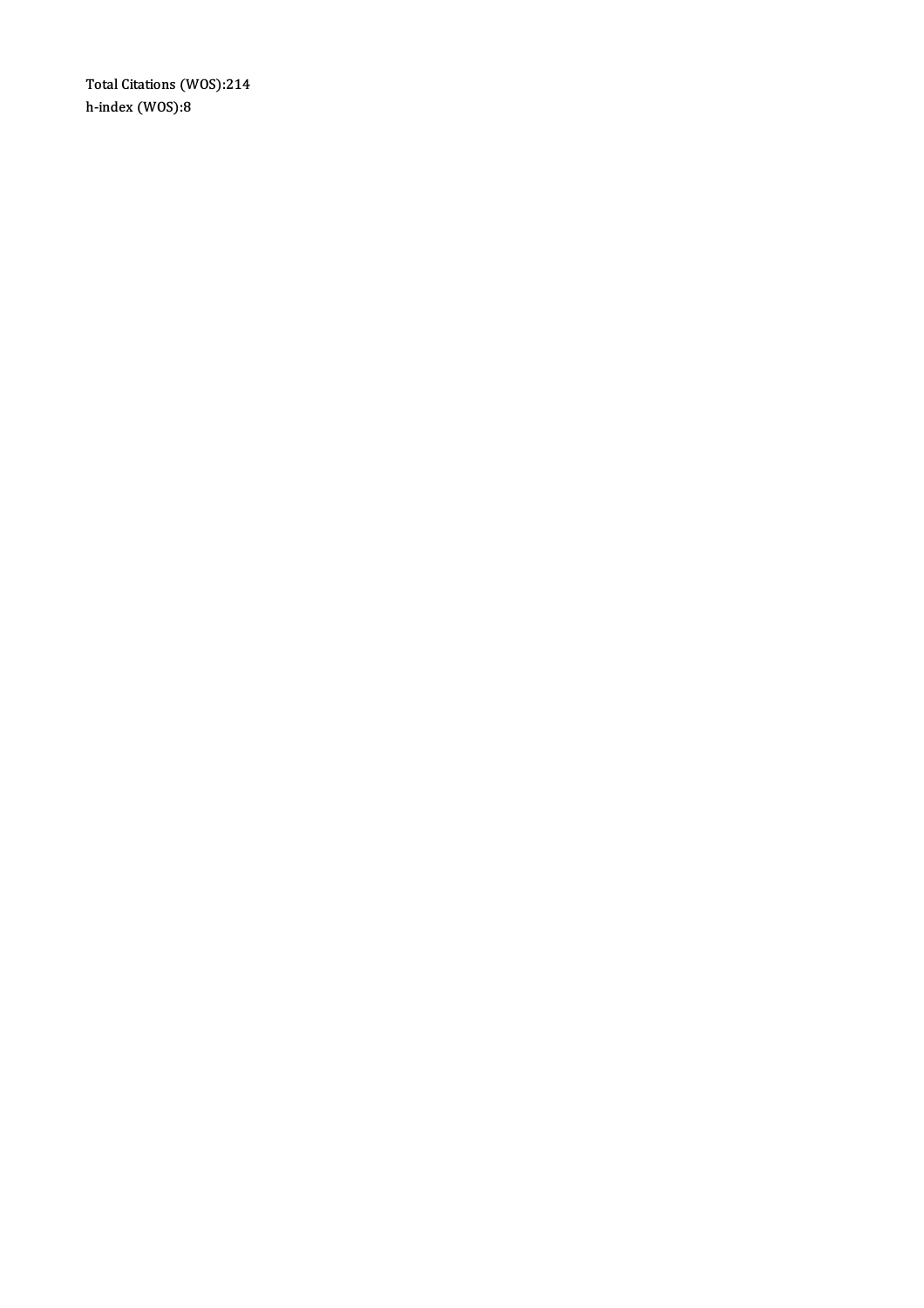Total Citations (WOS):214
h-index (WOS):8